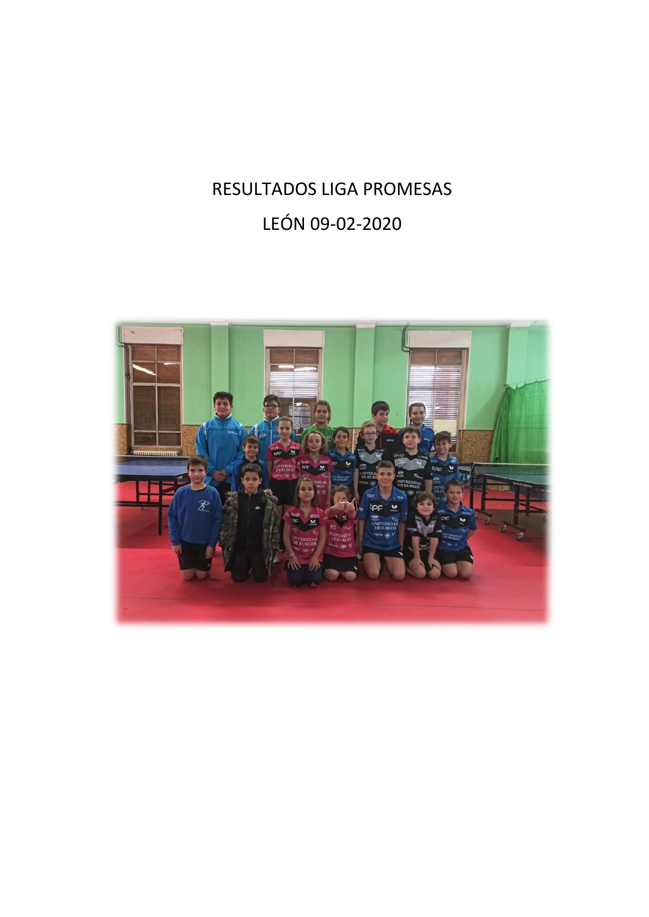# RESULTADOS LIGA PROMESAS

# LEÓN 09-02-2020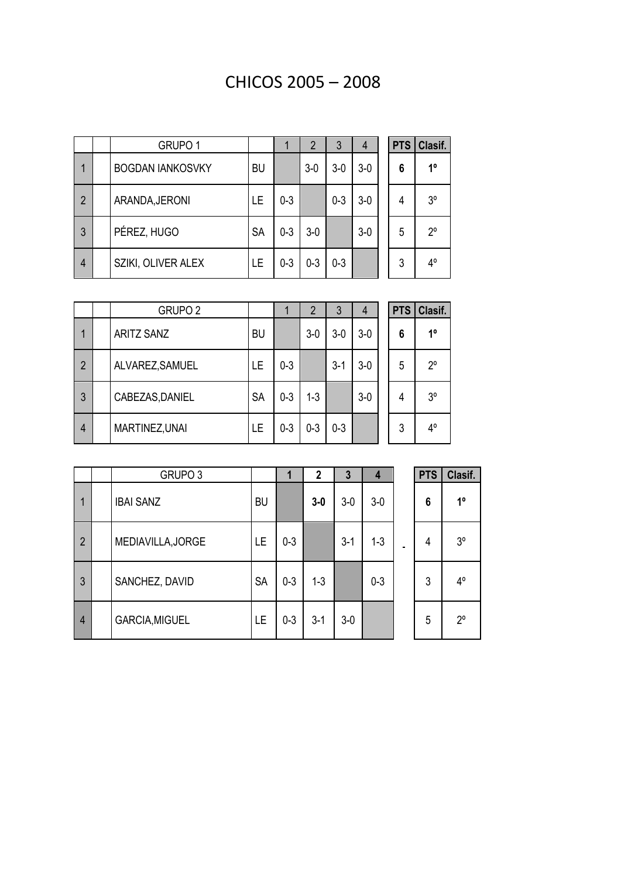# CHICOS 2005 – 2008

| | | GRUPO 1 | | 1 | 2 | 3 | 4 | PTS | Clasif. |
|---|---|---|---|---|---|---|---|---|---|
| 1 | | BOGDAN IANKOSVKY | BU | | 3-0 | 3-0 | 3-0 | **6** | **1º** |
| 2 | | ARANDA,JERONI | LE | 0-3 | | 0-3 | 3-0 | 4 | 3º |
| 3 | | PÉREZ, HUGO | SA | 0-3 | 3-0 | | 3-0 | 5 | 2º |
| 4 | | SZIKI, OLIVER ALEX | LE | 0-3 | 0-3 | 0-3 | | 3 | 4º |

| | | GRUPO 2 | | 1 | 2 | 3 | 4 | PTS | Clasif. |
|---|---|---|---|---|---|---|---|---|---|
| 1 | | ARITZ SANZ | BU | | 3-0 | 3-0 | 3-0 | **6** | **1º** |
| 2 | | ALVAREZ,SAMUEL | LE | 0-3 | | 3-1 | 3-0 | 5 | 2º |
| 3 | | CABEZAS,DANIEL | SA | 0-3 | 1-3 | | 3-0 | 4 | 3º |
| 4 | | MARTINEZ,UNAI | LE | 0-3 | 0-3 | 0-3 | | 3 | 4º |

| | | GRUPO 3 | | 1 | 2 | 3 | 4 | | PTS | Clasif. |
|---|---|---|---|---|---|---|---|---|---|---|
| 1 | | IBAI SANZ | BU | | **3-0** | 3-0 | 3-0 | | **6** | **1º** |
| 2 | | MEDIAVILLA,JORGE | LE | 0-3 | | 3-1 | 1-3 | - | 4 | 3º |
| 3 | | SANCHEZ, DAVID | SA | 0-3 | 1-3 | | 0-3 | | 3 | 4º |
| 4 | | GARCIA,MIGUEL | LE | 0-3 | 3-1 | 3-0 | | | 5 | 2º |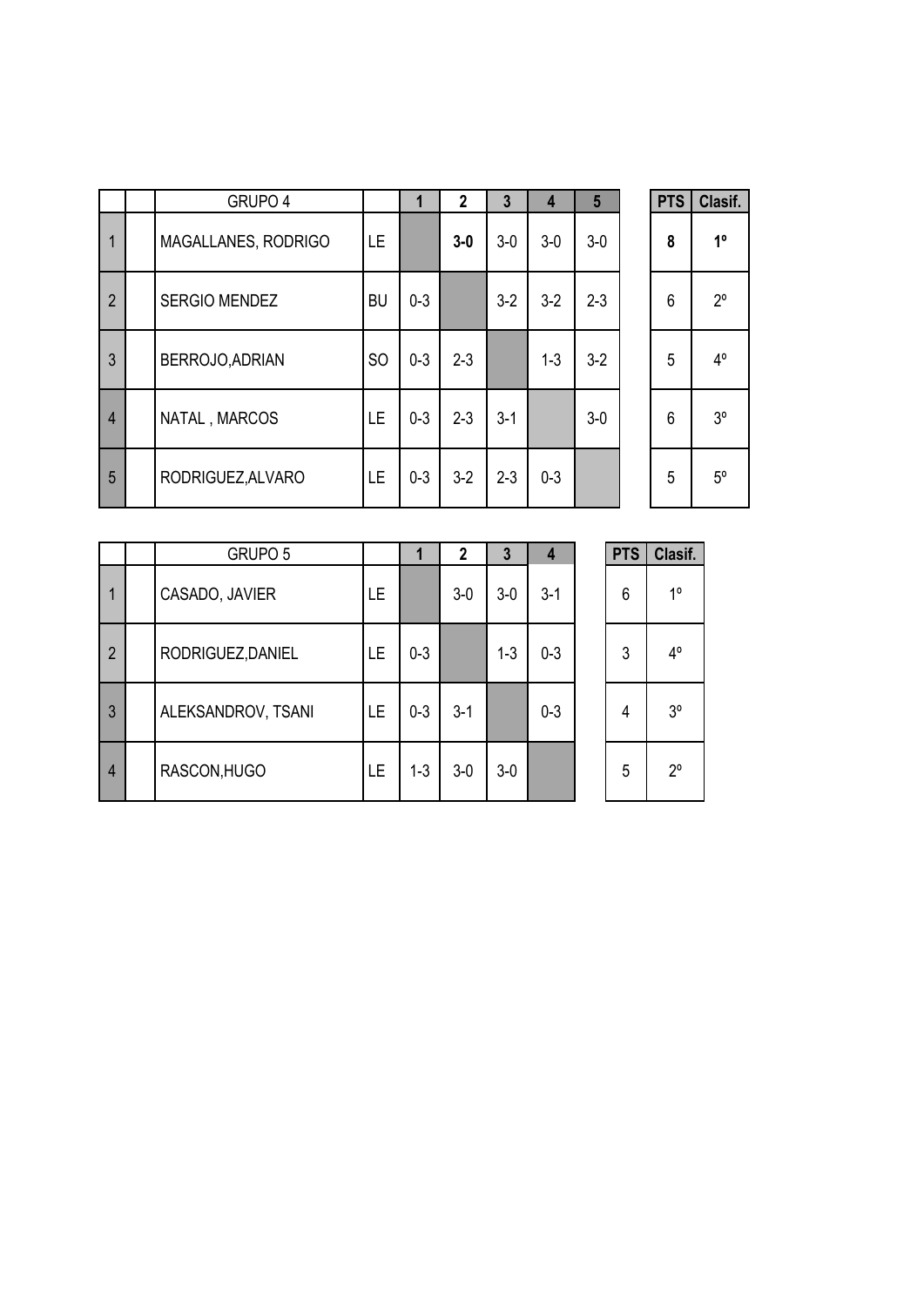| | | GRUPO 4 | | 1 | 2 | 3 | 4 | 5 | | PTS | Clasif. |
|---|---|---|---|---|---|---|---|---|---|---|---|
| 1 | | MAGALLANES, RODRIGO | LE | | **3-0** | 3-0 | 3-0 | 3-0 | | **8** | **1º** |
| 2 | | SERGIO MENDEZ | BU | 0-3 | | 3-2 | 3-2 | 2-3 | | 6 | 2º |
| 3 | | BERROJO,ADRIAN | SO | 0-3 | 2-3 | | 1-3 | 3-2 | | 5 | 4º |
| 4 | | NATAL , MARCOS | LE | 0-3 | 2-3 | 3-1 | | 3-0 | | 6 | 3º |
| 5 | | RODRIGUEZ,ALVARO | LE | 0-3 | 3-2 | 2-3 | 0-3 | | | 5 | 5º |

| | | GRUPO 5 | | 1 | 2 | 3 | 4 | | PTS | Clasif. |
|---|---|---|---|---|---|---|---|---|---|---|
| 1 | | CASADO, JAVIER | LE | | 3-0 | 3-0 | 3-1 | | 6 | 1º |
| 2 | | RODRIGUEZ,DANIEL | LE | 0-3 | | 1-3 | 0-3 | | 3 | 4º |
| 3 | | ALEKSANDROV, TSANI | LE | 0-3 | 3-1 | | 0-3 | | 4 | 3º |
| 4 | | RASCON,HUGO | LE | 1-3 | 3-0 | 3-0 | | | 5 | 2º |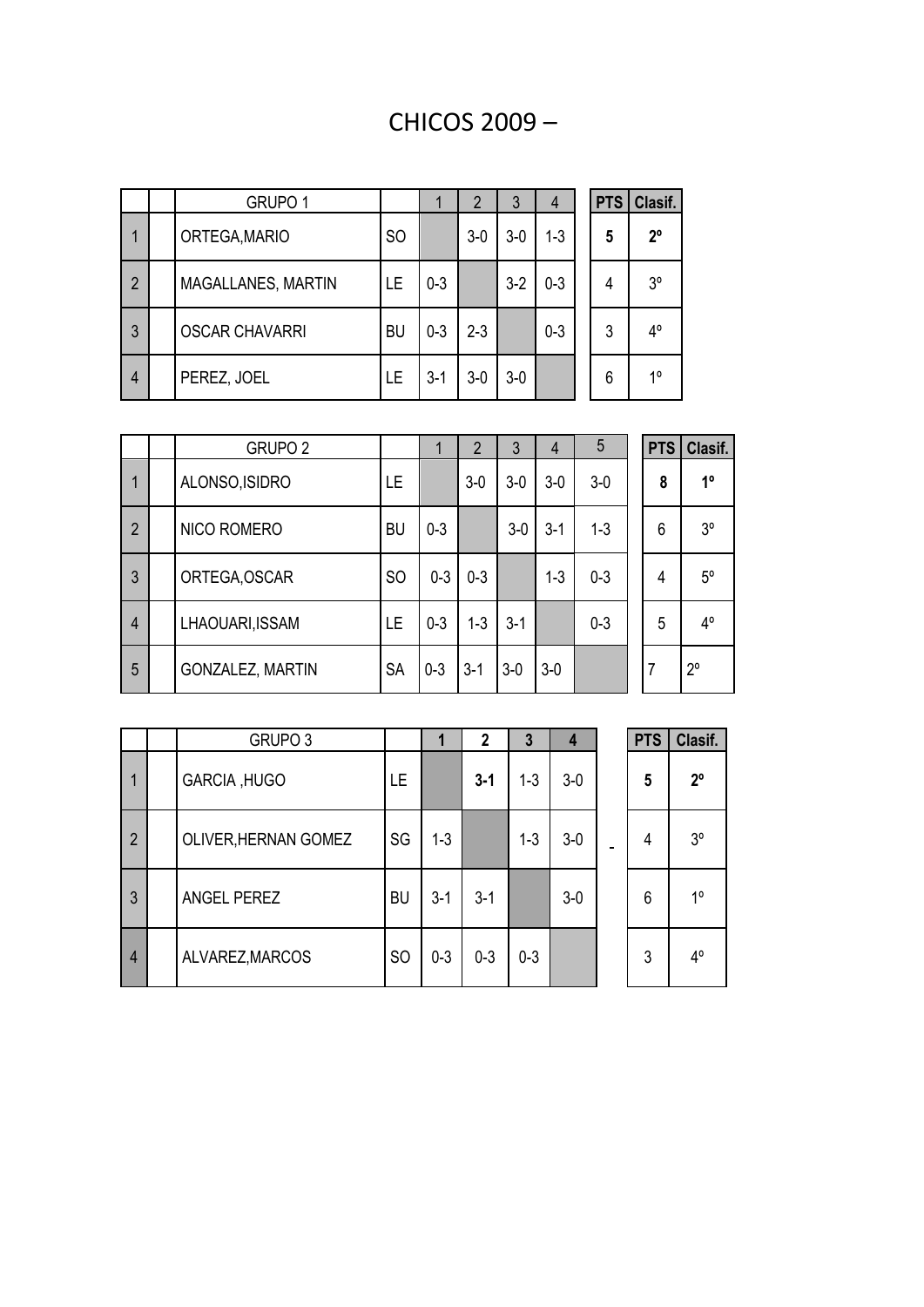# CHICOS 2009 –

| | | GRUPO 1 | | 1 | 2 | 3 | 4 | PTS | Clasif. |
|---|---|---|---|---|---|---|---|---|---|
| 1 | | ORTEGA,MARIO | SO | | 3-0 | 3-0 | 1-3 | **5** | **2º** |
| 2 | | MAGALLANES, MARTIN | LE | 0-3 | | 3-2 | 0-3 | 4 | 3º |
| 3 | | OSCAR CHAVARRI | BU | 0-3 | 2-3 | | 0-3 | 3 | 4º |
| 4 | | PEREZ, JOEL | LE | 3-1 | 3-0 | 3-0 | | 6 | 1º |

| | | GRUPO 2 | | 1 | 2 | 3 | 4 | 5 | PTS | Clasif. |
|---|---|---|---|---|---|---|---|---|---|---|
| 1 | | ALONSO,ISIDRO | LE | | 3-0 | 3-0 | 3-0 | 3-0 | **8** | **1º** |
| 2 | | NICO ROMERO | BU | 0-3 | | 3-0 | 3-1 | 1-3 | 6 | 3º |
| 3 | | ORTEGA,OSCAR | SO | 0-3 | 0-3 | | 1-3 | 0-3 | 4 | 5º |
| 4 | | LHAOUARI,ISSAM | LE | 0-3 | 1-3 | 3-1 | | 0-3 | 5 | 4º |
| 5 | | GONZALEZ, MARTIN | SA | 0-3 | 3-1 | 3-0 | 3-0 | | 7 | 2º |

| | | GRUPO 3 | | 1 | 2 | 3 | 4 | | PTS | Clasif. |
|---|---|---|---|---|---|---|---|---|---|---|
| 1 | | GARCIA ,HUGO | LE | | **3-1** | 1-3 | 3-0 | | **5** | **2º** |
| 2 | | OLIVER,HERNAN GOMEZ | SG | 1-3 | | 1-3 | 3-0 | - | 4 | 3º |
| 3 | | ANGEL PEREZ | BU | 3-1 | 3-1 | | 3-0 | | 6 | 1º |
| 4 | | ALVAREZ,MARCOS | SO | 0-3 | 0-3 | 0-3 | | | 3 | 4º |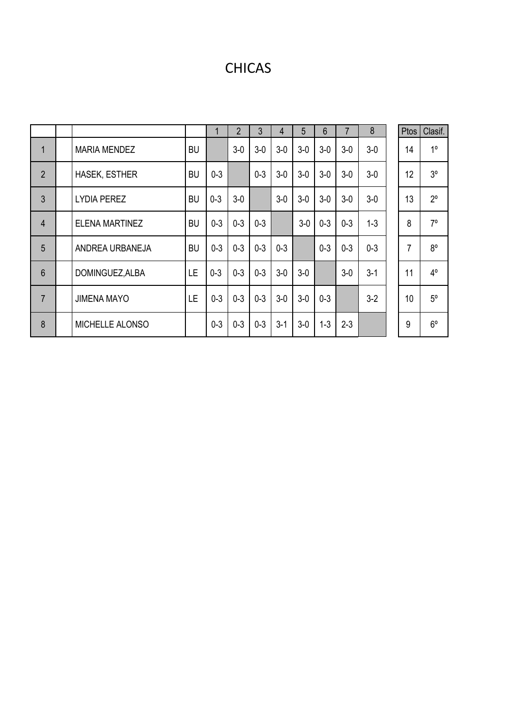# CHICAS

| | | | | 1 | 2 | 3 | 4 | 5 | 6 | 7 | 8 | Ptos | Clasif. |
|---|---|---|---|---|---|---|---|---|---|---|---|---|---|
| 1 | | MARIA MENDEZ | BU | | 3-0 | 3-0 | 3-0 | 3-0 | 3-0 | 3-0 | 3-0 | 14 | 1º |
| 2 | | HASEK, ESTHER | BU | 0-3 | | 0-3 | 3-0 | 3-0 | 3-0 | 3-0 | 3-0 | 12 | 3º |
| 3 | | LYDIA PEREZ | BU | 0-3 | 3-0 | | 3-0 | 3-0 | 3-0 | 3-0 | 3-0 | 13 | 2º |
| 4 | | ELENA MARTINEZ | BU | 0-3 | 0-3 | 0-3 | | 3-0 | 0-3 | 0-3 | 1-3 | 8 | 7º |
| 5 | | ANDREA URBANEJA | BU | 0-3 | 0-3 | 0-3 | 0-3 | | 0-3 | 0-3 | 0-3 | 7 | 8º |
| 6 | | DOMINGUEZ,ALBA | LE | 0-3 | 0-3 | 0-3 | 3-0 | 3-0 | | 3-0 | 3-1 | 11 | 4º |
| 7 | | JIMENA MAYO | LE | 0-3 | 0-3 | 0-3 | 3-0 | 3-0 | 0-3 | | 3-2 | 10 | 5º |
| 8 | | MICHELLE ALONSO | | 0-3 | 0-3 | 0-3 | 3-1 | 3-0 | 1-3 | 2-3 | | 9 | 6º |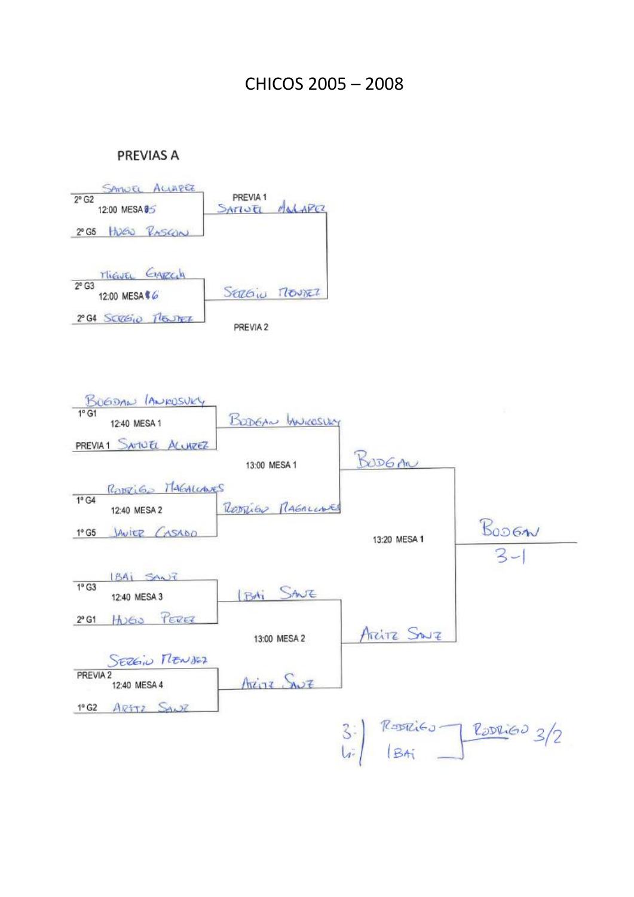# CHICOS 2005 – 2008

## PREVIAS A

**PREVIA 1** — 12:00 MESA 5
- 2º G2: Samuel Alvarez
- 2º G5: Hugo Rascon
- Ganador: Samuel Alvarez

**PREVIA 2** — 12:00 MESA 6
- 2º G3: Miguel Garcia
- 2º G4: Sergio Mendez
- Ganador: Sergio Mendez

Final previas: Samuel Alvarez – Sergio Mendez

---

**12:40 MESA 1**
- 1º G1: Bogdan Iankosvky
- PREVIA 1: Samuel Alvarez
- Ganador: Bogdan Iankosvky

**12:40 MESA 2**
- 1º G4: Rodrigo Magalhaes
- 1º G5: Javier Casado
- Ganador: Rodrigo Magalhaes

**12:40 MESA 3**
- 1º G3: Ibai Sanz
- 2º G1: Hugo Perez
- Ganador: Ibai Sanz

**12:40 MESA 4**
- PREVIA 2: Sergio Mendez
- 1º G2: Aritz Sanz
- Ganador: Aritz Sanz

**13:00 MESA 1**
- Bogdan Iankosvky – Rodrigo Magalhaes
- Ganador: Bogdan

**13:00 MESA 2**
- Ibai Sanz – Aritz Sanz
- Ganador: Aritz Sanz

**13:20 MESA 1**
- Bogdan – Aritz Sanz
- Ganador: Bogdan 3-1

**3º/4º**
- 3: Rodrigo
- 4: Ibai
- Ganador: Rodrigo 3/2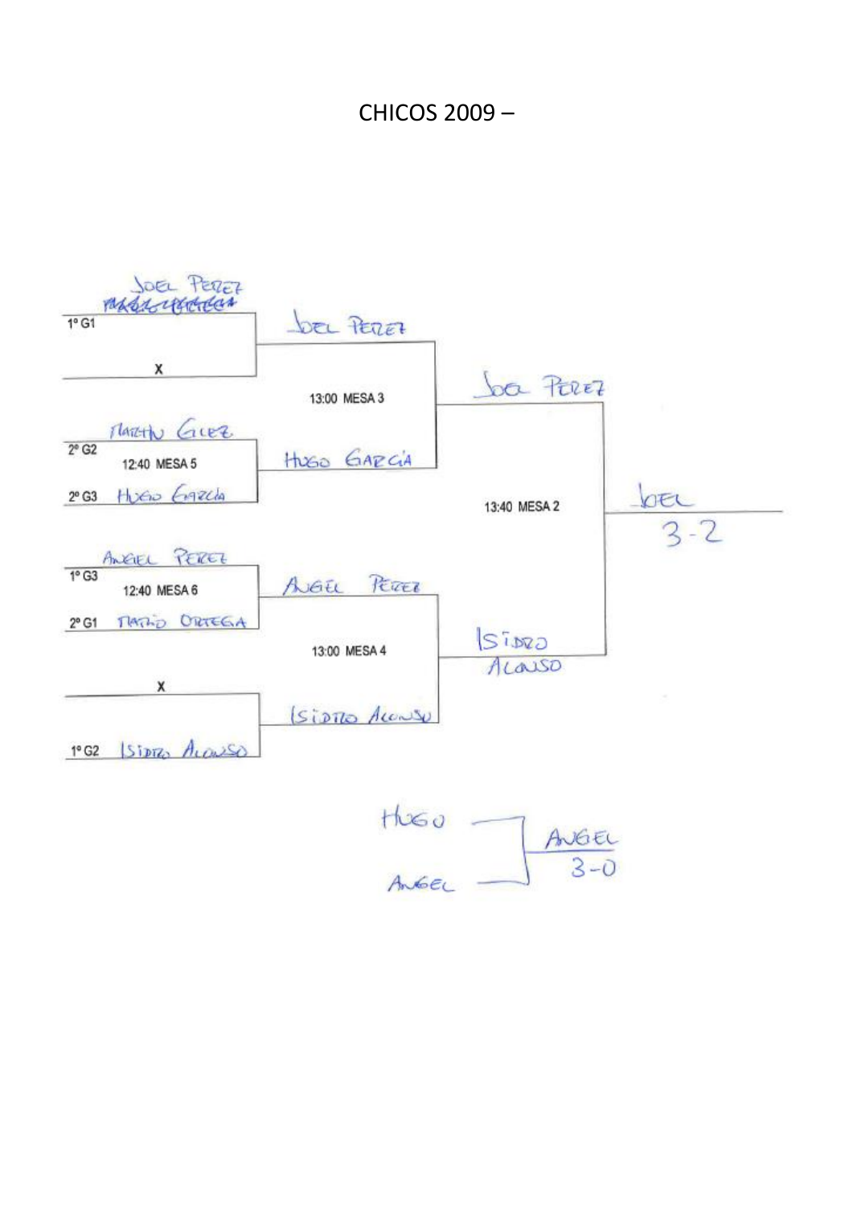# CHICOS 2009 –

**Cuadro (bracket):**

| Puesto | Primera ronda | Cuartos | Semifinal | Final |
|---|---|---|---|---|
| 1º G1 | Joel Perez | Joel Perez (13:00 MESA 3) | Joel Perez (13:40 MESA 2) | Joel 3-2 |
| | X | | | |
| 2º G2 | Martin Giez (12:40 MESA 5) | Hugo García | | |
| 2º G3 | Hugo García | | | |
| 1º G3 | Angel Perez (12:40 MESA 6) | Angel Perez (13:00 MESA 4) | Isidro Alonso | |
| 2º G1 | Mario Ortega | | | |
| | X | Isidro Alonso | | |
| 1º G2 | Isidro Alonso | | | |

**3º y 4º puesto:**

Hugo – Angel → Angel 3-0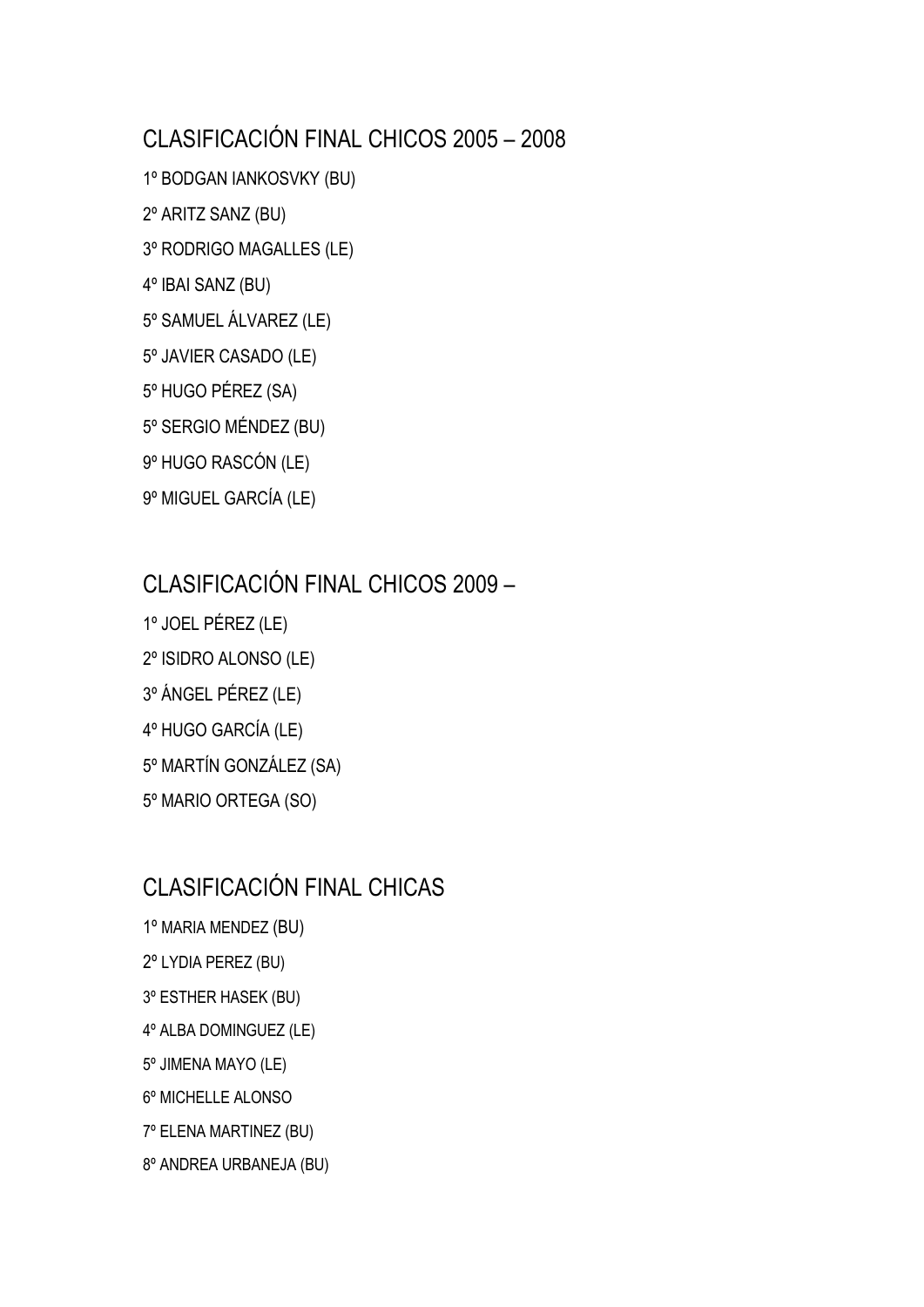## CLASIFICACIÓN FINAL CHICOS 2005 – 2008

1º BODGAN IANKOSVKY (BU)

2º ARITZ SANZ (BU)

3º RODRIGO MAGALLES (LE)

4º IBAI SANZ (BU)

5º SAMUEL ÁLVAREZ (LE)

5º JAVIER CASADO (LE)

5º HUGO PÉREZ (SA)

5º SERGIO MÉNDEZ (BU)

9º HUGO RASCÓN (LE)

9º MIGUEL GARCÍA (LE)

## CLASIFICACIÓN FINAL CHICOS 2009 –

1º JOEL PÉREZ (LE)

2º ISIDRO ALONSO (LE)

3º ÁNGEL PÉREZ (LE)

4º HUGO GARCÍA (LE)

5º MARTÍN GONZÁLEZ (SA)

5º MARIO ORTEGA (SO)

## CLASIFICACIÓN FINAL CHICAS

1º MARIA MENDEZ (BU)

2º LYDIA PEREZ (BU)

3º ESTHER HASEK (BU)

4º ALBA DOMINGUEZ (LE)

5º JIMENA MAYO (LE)

6º MICHELLE ALONSO

7º ELENA MARTINEZ (BU)

8º ANDREA URBANEJA (BU)